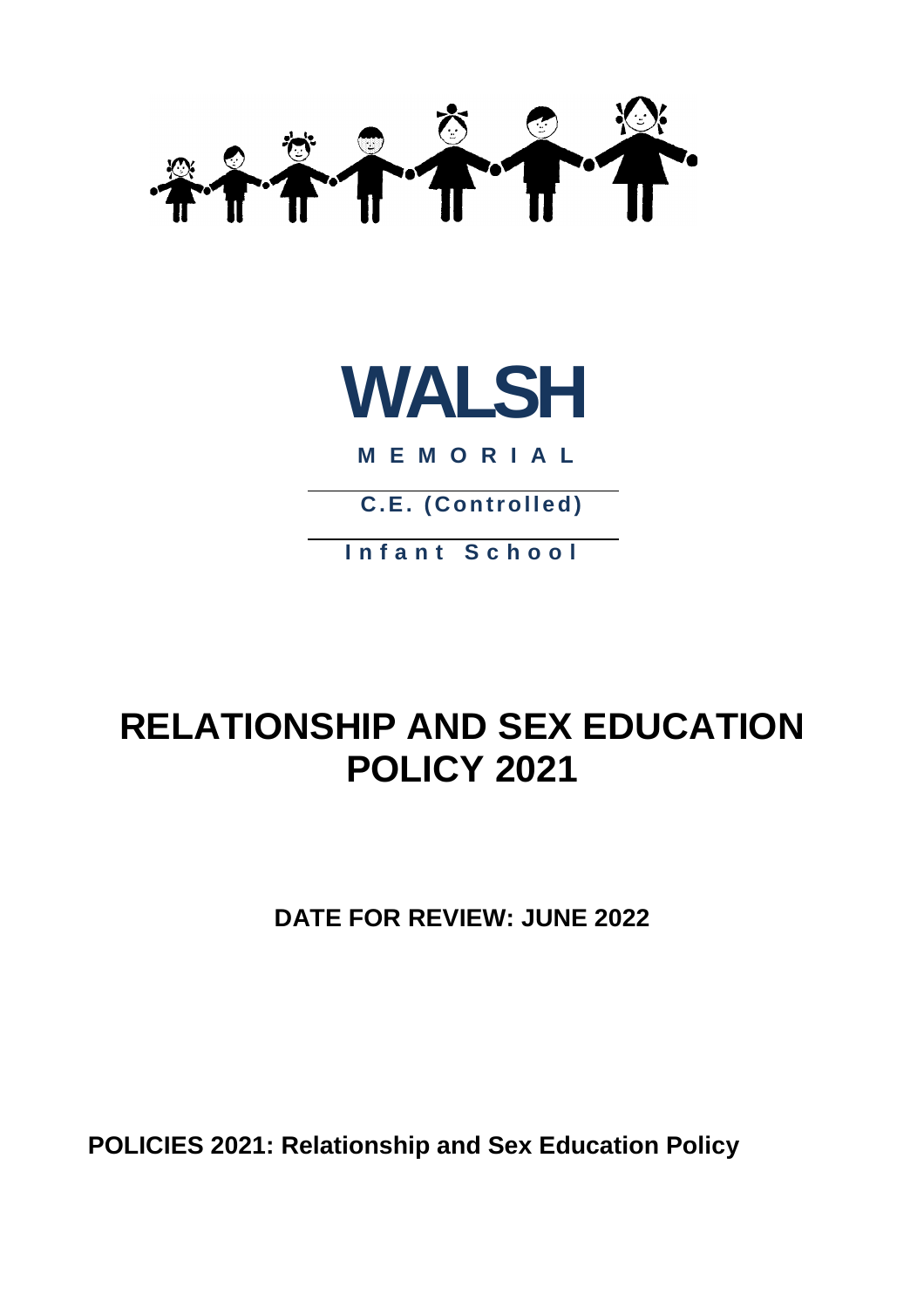# WALSH

**M E M O R I A L**

**C.E. (Controlled)**

**Infant School**

# RELATIONSHIP AND SEX EDUCATION POLICY 2021

**DATE FOR REVIEW: JUNE 2022**

**POLICIES 2021: Relationship and Sex Education Policy**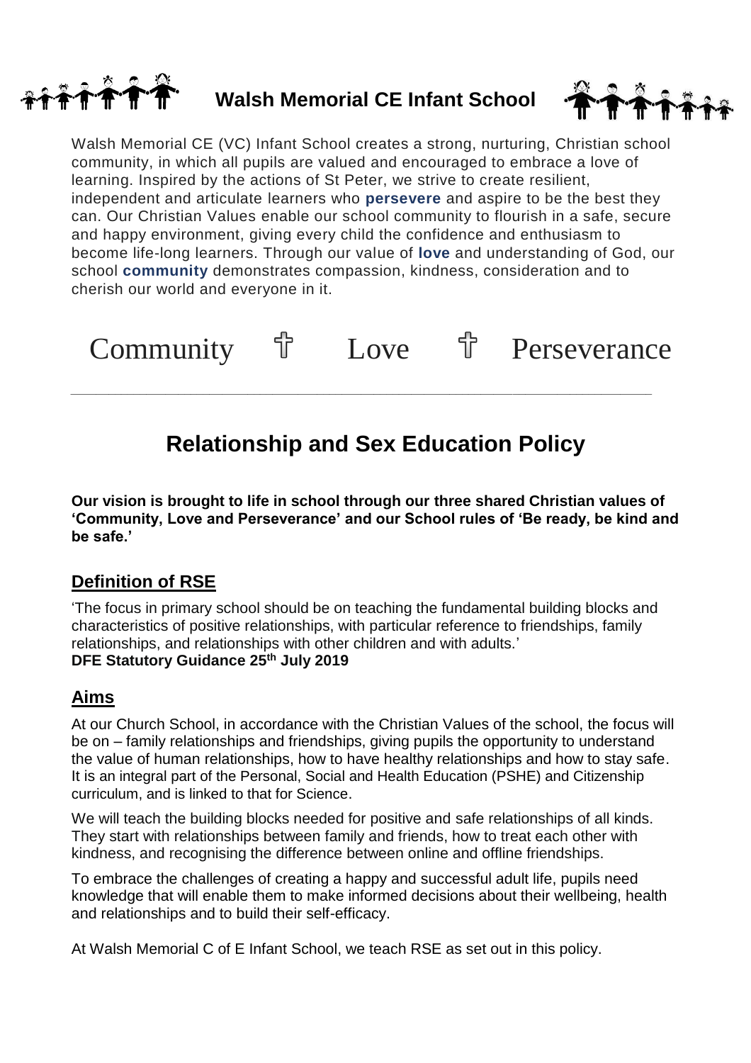# Walsh Memorial CE Infant School

Walsh Memorial CE (VC) Infant School creates a strong, nurturing, Christian school community, in which all pupils are valued and encouraged to embrace a love of learning. Inspired by the actions of St Peter, we strive to create resilient, independent and articulate learners who **persevere** and aspire to be the best they can. Our Christian Values enable our school community to flourish in a safe, secure and happy environment, giving every child the confidence and enthusiasm to become life-long learners. Through our value of **love** and understanding of God, our school **community** demonstrates compassion, kindness, consideration and to cherish our world and everyone in it.

Community ✝ Love ✝ Perseverance

---

## Relationship and Sex Education Policy

**Our vision is brought to life in school through our three shared Christian values of 'Community, Love and Perseverance' and our School rules of 'Be ready, be kind and be safe.'**

### Definition of RSE

'The focus in primary school should be on teaching the fundamental building blocks and characteristics of positive relationships, with particular reference to friendships, family relationships, and relationships with other children and with adults.'
**DFE Statutory Guidance 25th July 2019**

### Aims

At our Church School, in accordance with the Christian Values of the school, the focus will be on – family relationships and friendships, giving pupils the opportunity to understand the value of human relationships, how to have healthy relationships and how to stay safe. It is an integral part of the Personal, Social and Health Education (PSHE) and Citizenship curriculum, and is linked to that for Science.

We will teach the building blocks needed for positive and safe relationships of all kinds. They start with relationships between family and friends, how to treat each other with kindness, and recognising the difference between online and offline friendships.

To embrace the challenges of creating a happy and successful adult life, pupils need knowledge that will enable them to make informed decisions about their wellbeing, health and relationships and to build their self-efficacy.

At Walsh Memorial C of E Infant School, we teach RSE as set out in this policy.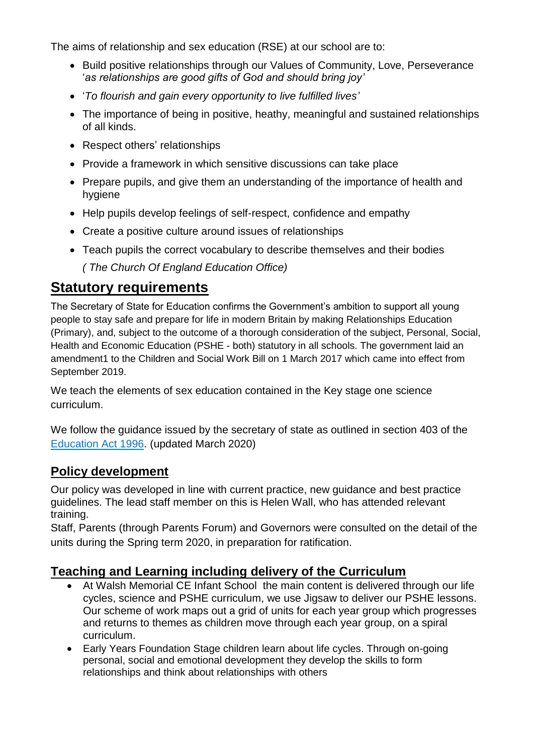The aims of relationship and sex education (RSE) at our school are to:

- Build positive relationships through our Values of Community, Love, Perseverance '*as relationships are good gifts of God and should bring joy'*
- '*To flourish and gain every opportunity to live fulfilled lives'*
- The importance of being in positive, heathy, meaningful and sustained relationships of all kinds.
- Respect others' relationships
- Provide a framework in which sensitive discussions can take place
- Prepare pupils, and give them an understanding of the importance of health and hygiene
- Help pupils develop feelings of self-respect, confidence and empathy
- Create a positive culture around issues of relationships
- Teach pupils the correct vocabulary to describe themselves and their bodies

  *( The Church Of England Education Office)*

## Statutory requirements

The Secretary of State for Education confirms the Government's ambition to support all young people to stay safe and prepare for life in modern Britain by making Relationships Education (Primary), and, subject to the outcome of a thorough consideration of the subject, Personal, Social, Health and Economic Education (PSHE - both) statutory in all schools. The government laid an amendment1 to the Children and Social Work Bill on 1 March 2017 which came into effect from September 2019.

We teach the elements of sex education contained in the Key stage one science curriculum.

We follow the guidance issued by the secretary of state as outlined in section 403 of the Education Act 1996. (updated March 2020)

### Policy development

Our policy was developed in line with current practice, new guidance and best practice guidelines. The lead staff member on this is Helen Wall, who has attended relevant training.
Staff, Parents (through Parents Forum) and Governors were consulted on the detail of the units during the Spring term 2020, in preparation for ratification.

### Teaching and Learning including delivery of the Curriculum

- At Walsh Memorial CE Infant School the main content is delivered through our life cycles, science and PSHE curriculum, we use Jigsaw to deliver our PSHE lessons. Our scheme of work maps out a grid of units for each year group which progresses and returns to themes as children move through each year group, on a spiral curriculum.
- Early Years Foundation Stage children learn about life cycles. Through on-going personal, social and emotional development they develop the skills to form relationships and think about relationships with others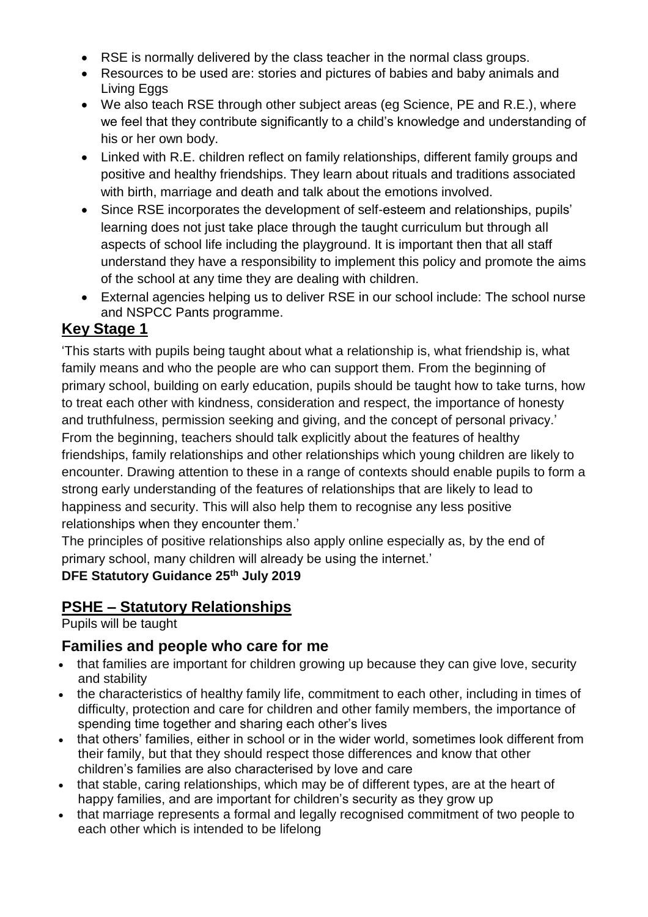- RSE is normally delivered by the class teacher in the normal class groups.
- Resources to be used are: stories and pictures of babies and baby animals and Living Eggs
- We also teach RSE through other subject areas (eg Science, PE and R.E.), where we feel that they contribute significantly to a child's knowledge and understanding of his or her own body.
- Linked with R.E. children reflect on family relationships, different family groups and positive and healthy friendships. They learn about rituals and traditions associated with birth, marriage and death and talk about the emotions involved.
- Since RSE incorporates the development of self-esteem and relationships, pupils' learning does not just take place through the taught curriculum but through all aspects of school life including the playground. It is important then that all staff understand they have a responsibility to implement this policy and promote the aims of the school at any time they are dealing with children.
- External agencies helping us to deliver RSE in our school include: The school nurse and NSPCC Pants programme.

## Key Stage 1

'This starts with pupils being taught about what a relationship is, what friendship is, what family means and who the people are who can support them. From the beginning of primary school, building on early education, pupils should be taught how to take turns, how to treat each other with kindness, consideration and respect, the importance of honesty and truthfulness, permission seeking and giving, and the concept of personal privacy.'
From the beginning, teachers should talk explicitly about the features of healthy friendships, family relationships and other relationships which young children are likely to encounter. Drawing attention to these in a range of contexts should enable pupils to form a strong early understanding of the features of relationships that are likely to lead to happiness and security. This will also help them to recognise any less positive relationships when they encounter them.'
The principles of positive relationships also apply online especially as, by the end of primary school, many children will already be using the internet.'
**DFE Statutory Guidance 25th July 2019**

## PSHE – Statutory Relationships

Pupils will be taught

### Families and people who care for me

- that families are important for children growing up because they can give love, security and stability
- the characteristics of healthy family life, commitment to each other, including in times of difficulty, protection and care for children and other family members, the importance of spending time together and sharing each other's lives
- that others' families, either in school or in the wider world, sometimes look different from their family, but that they should respect those differences and know that other children's families are also characterised by love and care
- that stable, caring relationships, which may be of different types, are at the heart of happy families, and are important for children's security as they grow up
- that marriage represents a formal and legally recognised commitment of two people to each other which is intended to be lifelong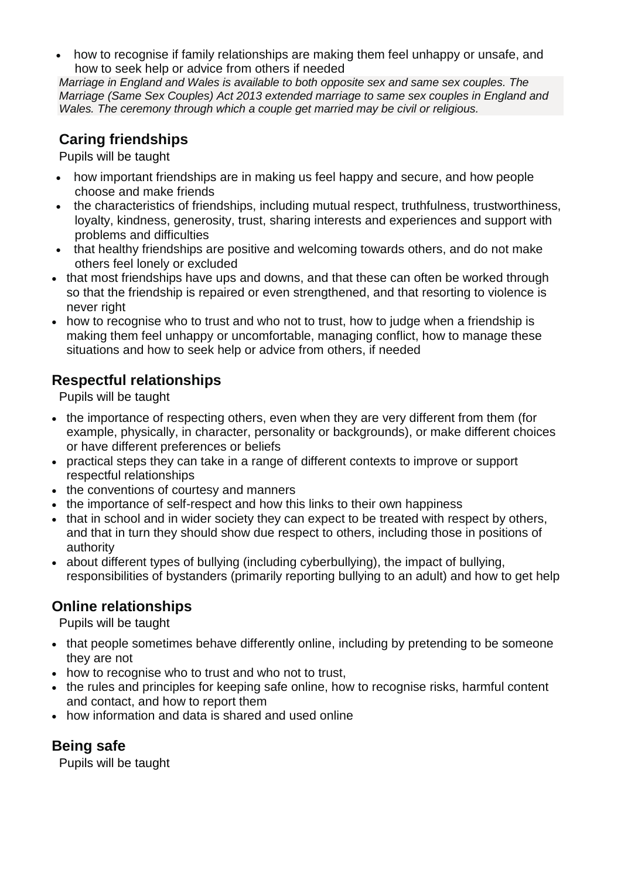- how to recognise if family relationships are making them feel unhappy or unsafe, and how to seek help or advice from others if needed

*Marriage in England and Wales is available to both opposite sex and same sex couples. The Marriage (Same Sex Couples) Act 2013 extended marriage to same sex couples in England and Wales. The ceremony through which a couple get married may be civil or religious.*

## Caring friendships

Pupils will be taught

- how important friendships are in making us feel happy and secure, and how people choose and make friends
- the characteristics of friendships, including mutual respect, truthfulness, trustworthiness, loyalty, kindness, generosity, trust, sharing interests and experiences and support with problems and difficulties
- that healthy friendships are positive and welcoming towards others, and do not make others feel lonely or excluded
- that most friendships have ups and downs, and that these can often be worked through so that the friendship is repaired or even strengthened, and that resorting to violence is never right
- how to recognise who to trust and who not to trust, how to judge when a friendship is making them feel unhappy or uncomfortable, managing conflict, how to manage these situations and how to seek help or advice from others, if needed

## Respectful relationships

Pupils will be taught

- the importance of respecting others, even when they are very different from them (for example, physically, in character, personality or backgrounds), or make different choices or have different preferences or beliefs
- practical steps they can take in a range of different contexts to improve or support respectful relationships
- the conventions of courtesy and manners
- the importance of self-respect and how this links to their own happiness
- that in school and in wider society they can expect to be treated with respect by others, and that in turn they should show due respect to others, including those in positions of authority
- about different types of bullying (including cyberbullying), the impact of bullying, responsibilities of bystanders (primarily reporting bullying to an adult) and how to get help

## Online relationships

Pupils will be taught

- that people sometimes behave differently online, including by pretending to be someone they are not
- how to recognise who to trust and who not to trust,
- the rules and principles for keeping safe online, how to recognise risks, harmful content and contact, and how to report them
- how information and data is shared and used online

## Being safe

Pupils will be taught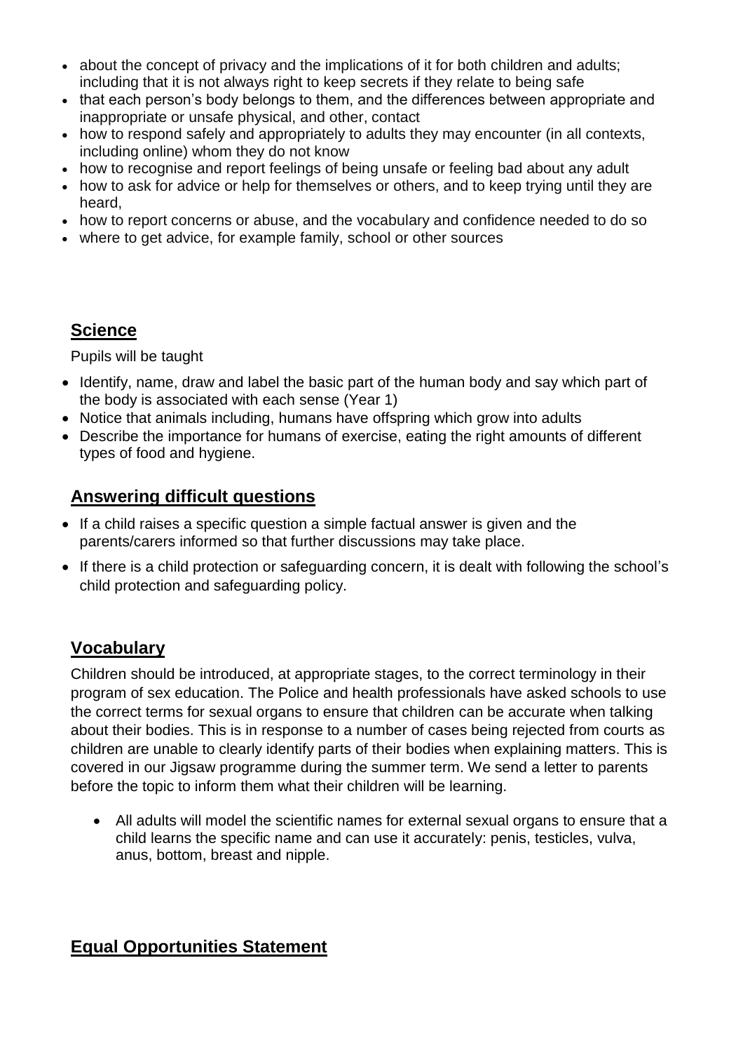- about the concept of privacy and the implications of it for both children and adults; including that it is not always right to keep secrets if they relate to being safe
- that each person's body belongs to them, and the differences between appropriate and inappropriate or unsafe physical, and other, contact
- how to respond safely and appropriately to adults they may encounter (in all contexts, including online) whom they do not know
- how to recognise and report feelings of being unsafe or feeling bad about any adult
- how to ask for advice or help for themselves or others, and to keep trying until they are heard,
- how to report concerns or abuse, and the vocabulary and confidence needed to do so
- where to get advice, for example family, school or other sources

## Science

Pupils will be taught

- Identify, name, draw and label the basic part of the human body and say which part of the body is associated with each sense (Year 1)
- Notice that animals including, humans have offspring which grow into adults
- Describe the importance for humans of exercise, eating the right amounts of different types of food and hygiene.

## Answering difficult questions

- If a child raises a specific question a simple factual answer is given and the parents/carers informed so that further discussions may take place.
- If there is a child protection or safeguarding concern, it is dealt with following the school's child protection and safeguarding policy.

## Vocabulary

Children should be introduced, at appropriate stages, to the correct terminology in their program of sex education. The Police and health professionals have asked schools to use the correct terms for sexual organs to ensure that children can be accurate when talking about their bodies. This is in response to a number of cases being rejected from courts as children are unable to clearly identify parts of their bodies when explaining matters. This is covered in our Jigsaw programme during the summer term. We send a letter to parents before the topic to inform them what their children will be learning.

- All adults will model the scientific names for external sexual organs to ensure that a child learns the specific name and can use it accurately: penis, testicles, vulva, anus, bottom, breast and nipple.

## Equal Opportunities Statement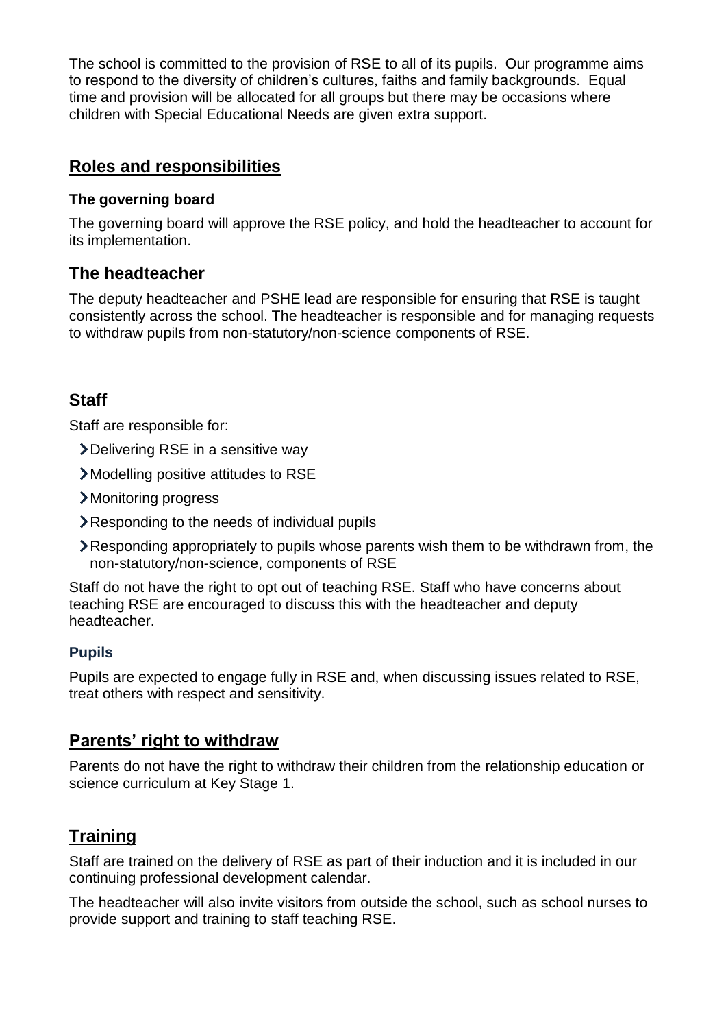The school is committed to the provision of RSE to all of its pupils. Our programme aims to respond to the diversity of children's cultures, faiths and family backgrounds. Equal time and provision will be allocated for all groups but there may be occasions where children with Special Educational Needs are given extra support.

## Roles and responsibilities

#### The governing board

The governing board will approve the RSE policy, and hold the headteacher to account for its implementation.

### The headteacher

The deputy headteacher and PSHE lead are responsible for ensuring that RSE is taught consistently across the school. The headteacher is responsible and for managing requests to withdraw pupils from non-statutory/non-science components of RSE.

### Staff

Staff are responsible for:

- Delivering RSE in a sensitive way
- Modelling positive attitudes to RSE
- Monitoring progress
- Responding to the needs of individual pupils
- Responding appropriately to pupils whose parents wish them to be withdrawn from, the non-statutory/non-science, components of RSE

Staff do not have the right to opt out of teaching RSE. Staff who have concerns about teaching RSE are encouraged to discuss this with the headteacher and deputy headteacher.

#### Pupils

Pupils are expected to engage fully in RSE and, when discussing issues related to RSE, treat others with respect and sensitivity.

## Parents' right to withdraw

Parents do not have the right to withdraw their children from the relationship education or science curriculum at Key Stage 1.

## Training

Staff are trained on the delivery of RSE as part of their induction and it is included in our continuing professional development calendar.

The headteacher will also invite visitors from outside the school, such as school nurses to provide support and training to staff teaching RSE.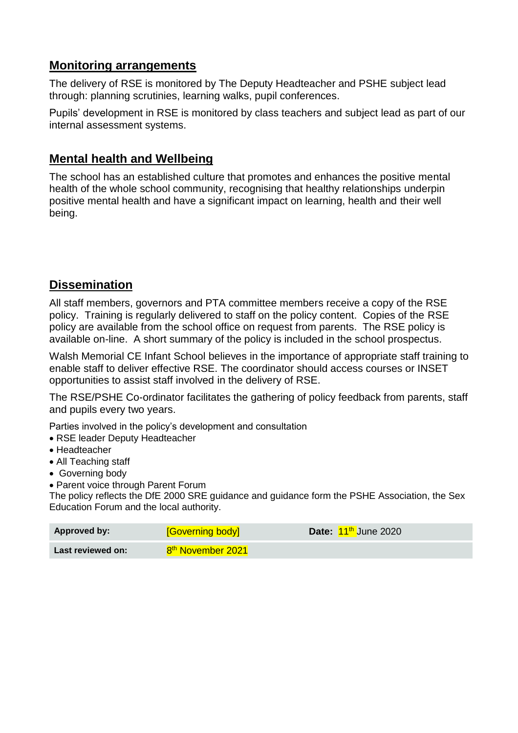## Monitoring arrangements

The delivery of RSE is monitored by The Deputy Headteacher and PSHE subject lead through: planning scrutinies, learning walks, pupil conferences.

Pupils' development in RSE is monitored by class teachers and subject lead as part of our internal assessment systems.

## Mental health and Wellbeing

The school has an established culture that promotes and enhances the positive mental health of the whole school community, recognising that healthy relationships underpin positive mental health and have a significant impact on learning, health and their well being.

## Dissemination

All staff members, governors and PTA committee members receive a copy of the RSE policy. Training is regularly delivered to staff on the policy content. Copies of the RSE policy are available from the school office on request from parents. The RSE policy is available on-line. A short summary of the policy is included in the school prospectus.

Walsh Memorial CE Infant School believes in the importance of appropriate staff training to enable staff to deliver effective RSE. The coordinator should access courses or INSET opportunities to assist staff involved in the delivery of RSE.

The RSE/PSHE Co-ordinator facilitates the gathering of policy feedback from parents, staff and pupils every two years.

Parties involved in the policy's development and consultation

- RSE leader Deputy Headteacher
- Headteacher
- All Teaching staff
- Governing body
- Parent voice through Parent Forum

The policy reflects the DfE 2000 SRE guidance and guidance form the PSHE Association, the Sex Education Forum and the local authority.

| | | |
|---|---|---|
| **Approved by:** | [Governing body] | **Date:** 11th June 2020 |
| **Last reviewed on:** | 8th November 2021 | |